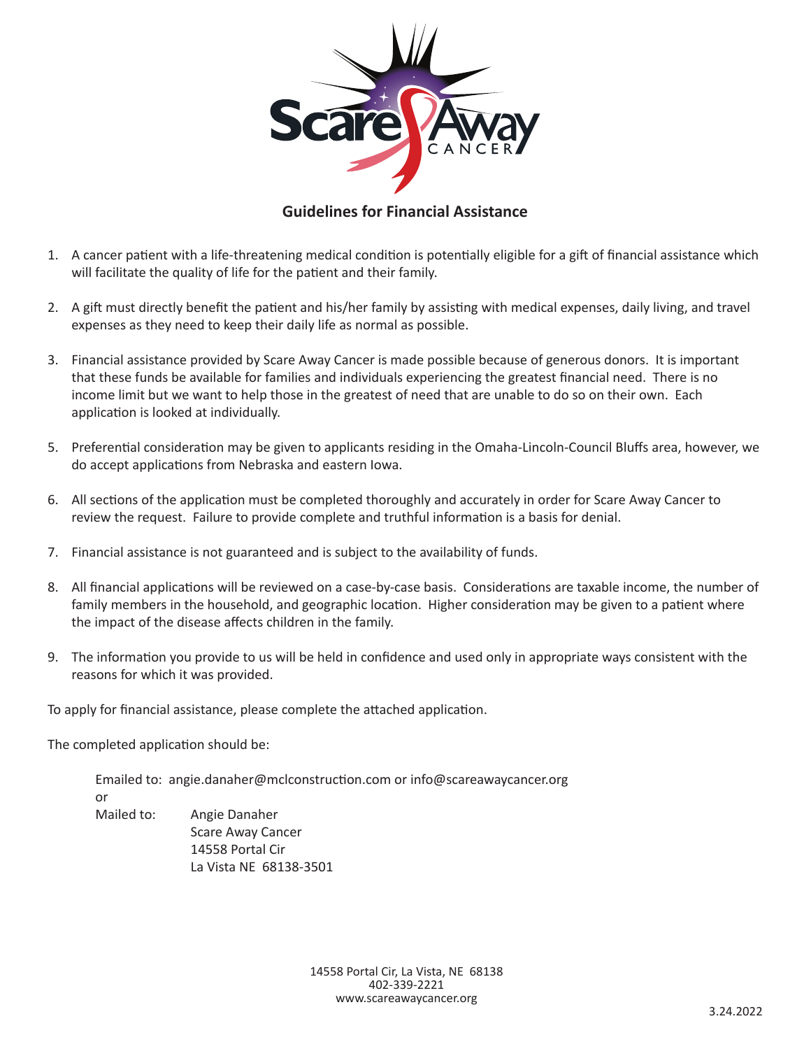## Guidelines for Financial Assistance

1. A cancer patient with a life-threatening medical condition is potentially eligible for a gift of financial assistance which will facilitate the quality of life for the patient and their family.

2. A gift must directly benefit the patient and his/her family by assisting with medical expenses, daily living, and travel expenses as they need to keep their daily life as normal as possible.

3. Financial assistance provided by Scare Away Cancer is made possible because of generous donors. It is important that these funds be available for families and individuals experiencing the greatest financial need. There is no income limit but we want to help those in the greatest of need that are unable to do so on their own. Each application is looked at individually.

5. Preferential consideration may be given to applicants residing in the Omaha-Lincoln-Council Bluffs area, however, we do accept applications from Nebraska and eastern Iowa.

6. All sections of the application must be completed thoroughly and accurately in order for Scare Away Cancer to review the request. Failure to provide complete and truthful information is a basis for denial.

7. Financial assistance is not guaranteed and is subject to the availability of funds.

8. All financial applications will be reviewed on a case-by-case basis. Considerations are taxable income, the number of family members in the household, and geographic location. Higher consideration may be given to a patient where the impact of the disease affects children in the family.

9. The information you provide to us will be held in confidence and used only in appropriate ways consistent with the reasons for which it was provided.

To apply for financial assistance, please complete the attached application.

The completed application should be:

Emailed to: angie.danaher@mclconstruction.com or info@scareawaycancer.org

or

Mailed to:
Angie Danaher
Scare Away Cancer
14558 Portal Cir
La Vista NE 68138-3501

14558 Portal Cir, La Vista, NE 68138
402-339-2221
www.scareawaycancer.org

3.24.2022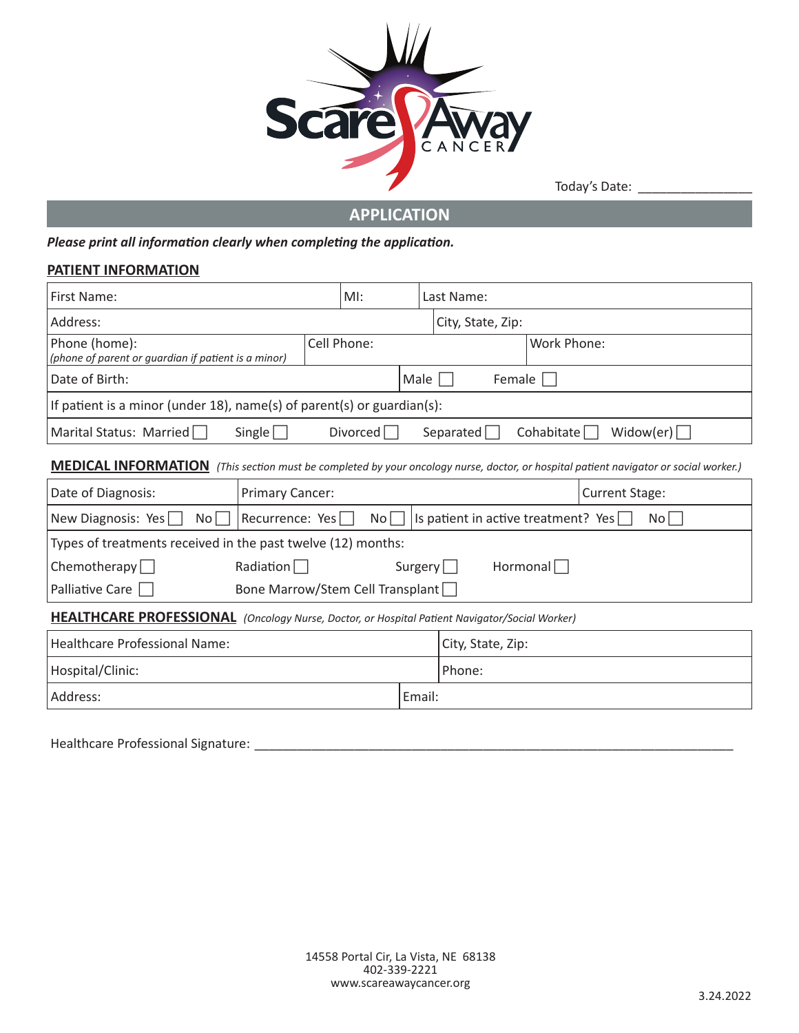Today's Date: _______________

## APPLICATION

***Please print all information clearly when completing the application.***

### PATIENT INFORMATION

| First Name: | MI: | Last Name: |
|---|---|---|

| Address: | City, State, Zip: |
|---|---|

| Phone (home): *(phone of parent or guardian if patient is a minor)* | Cell Phone: | Work Phone: |
|---|---|---|

| Date of Birth: | Male ☐ Female ☐ |
|---|---|

If patient is a minor (under 18), name(s) of parent(s) or guardian(s):

Marital Status: Married ☐ Single ☐ Divorced ☐ Separated ☐ Cohabitate ☐ Widow(er) ☐

### MEDICAL INFORMATION *(This section must be completed by your oncology nurse, doctor, or hospital patient navigator or social worker.)*

| Date of Diagnosis: | Primary Cancer: | Current Stage: |
|---|---|---|

| New Diagnosis: Yes ☐ No ☐ | Recurrence: Yes ☐ No ☐ | Is patient in active treatment? Yes ☐ No ☐ |
|---|---|---|

Types of treatments received in the past twelve (12) months:

Chemotherapy ☐ Radiation ☐ Surgery ☐ Hormonal ☐

Palliative Care ☐ Bone Marrow/Stem Cell Transplant ☐

### HEALTHCARE PROFESSIONAL *(Oncology Nurse, Doctor, or Hospital Patient Navigator/Social Worker)*

| Healthcare Professional Name: | City, State, Zip: |
|---|---|
| Hospital/Clinic: | Phone: |
| Address: | Email: |

Healthcare Professional Signature: ____________________________________________________________

14558 Portal Cir, La Vista, NE 68138
402-339-2221
www.scareawaycancer.org

3.24.2022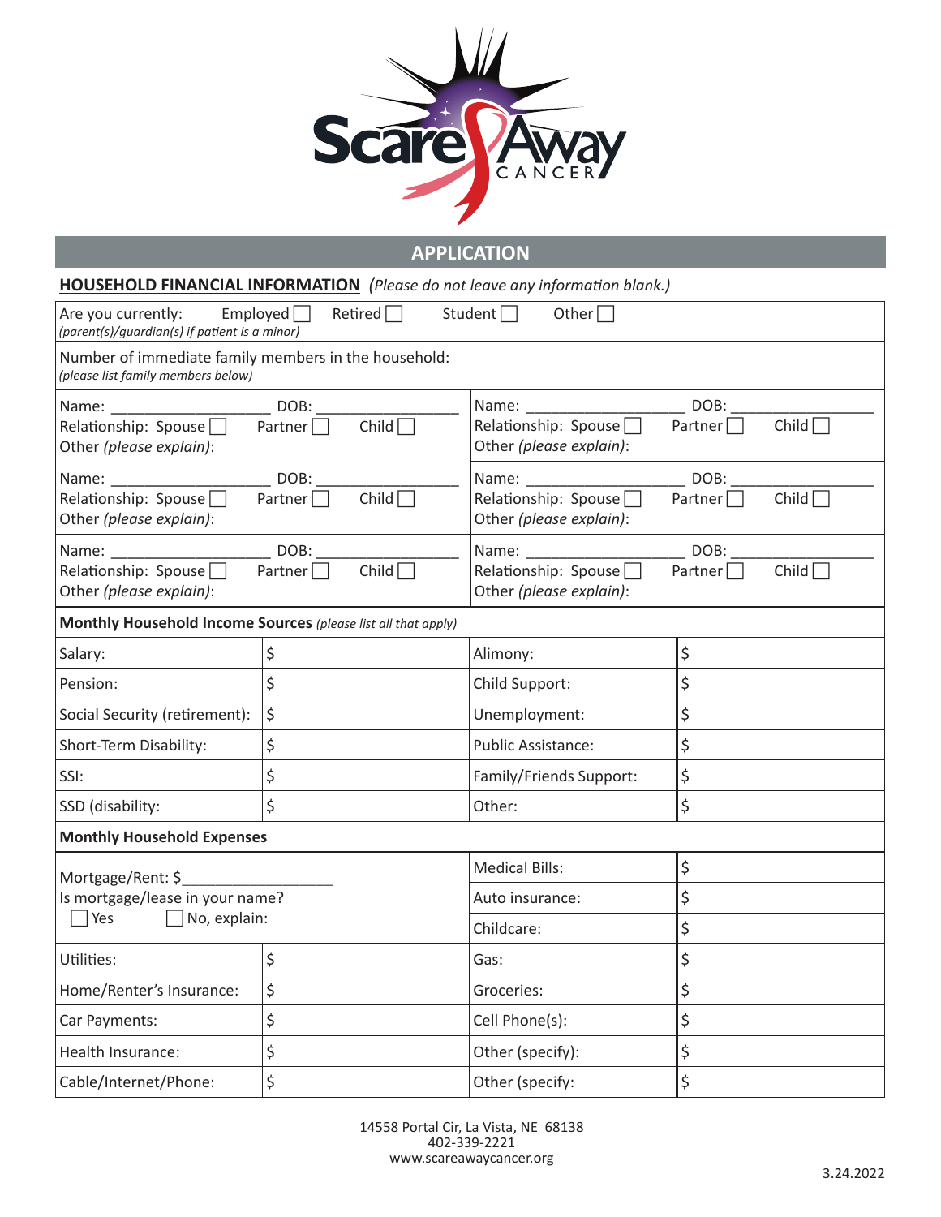# APPLICATION

**HOUSEHOLD FINANCIAL INFORMATION** *(Please do not leave any information blank.)*

Are you currently: Employed ☐ Retired ☐ Student ☐ Other ☐
*(parent(s)/guardian(s) if patient is a minor)*

Number of immediate family members in the household:
*(please list family members below)*

| | |
|---|---|
| Name: ____________________ DOB: ________________<br>Relationship: Spouse ☐ Partner ☐ Child ☐<br>Other *(please explain)*: | Name: ____________________ DOB: ________________<br>Relationship: Spouse ☐ Partner ☐ Child ☐<br>Other *(please explain)*: |
| Name: ____________________ DOB: ________________<br>Relationship: Spouse ☐ Partner ☐ Child ☐<br>Other *(please explain)*: | Name: ____________________ DOB: ________________<br>Relationship: Spouse ☐ Partner ☐ Child ☐<br>Other *(please explain)*: |
| Name: ____________________ DOB: ________________<br>Relationship: Spouse ☐ Partner ☐ Child ☐<br>Other *(please explain)*: | Name: ____________________ DOB: ________________<br>Relationship: Spouse ☐ Partner ☐ Child ☐<br>Other *(please explain)*: |

**Monthly Household Income Sources** *(please list all that apply)*

| | | | |
|---|---|---|---|
| Salary: | $ | Alimony: | $ |
| Pension: | $ | Child Support: | $ |
| Social Security (retirement): | $ | Unemployment: | $ |
| Short-Term Disability: | $ | Public Assistance: | $ |
| SSI: | $ | Family/Friends Support: | $ |
| SSD (disability: | $ | Other: | $ |

**Monthly Household Expenses**

| | | | |
|---|---|---|---|
| Mortgage/Rent: $________________<br>Is mortgage/lease in your name?<br>☐ Yes ☐ No, explain: | | Medical Bills: | $ |
| | | Auto insurance: | $ |
| | | Childcare: | $ |
| Utilities: | $ | Gas: | $ |
| Home/Renter's Insurance: | $ | Groceries: | $ |
| Car Payments: | $ | Cell Phone(s): | $ |
| Health Insurance: | $ | Other (specify): | $ |
| Cable/Internet/Phone: | $ | Other (specify: | $ |

14558 Portal Cir, La Vista, NE 68138
402-339-2221
www.scareawaycancer.org

3.24.2022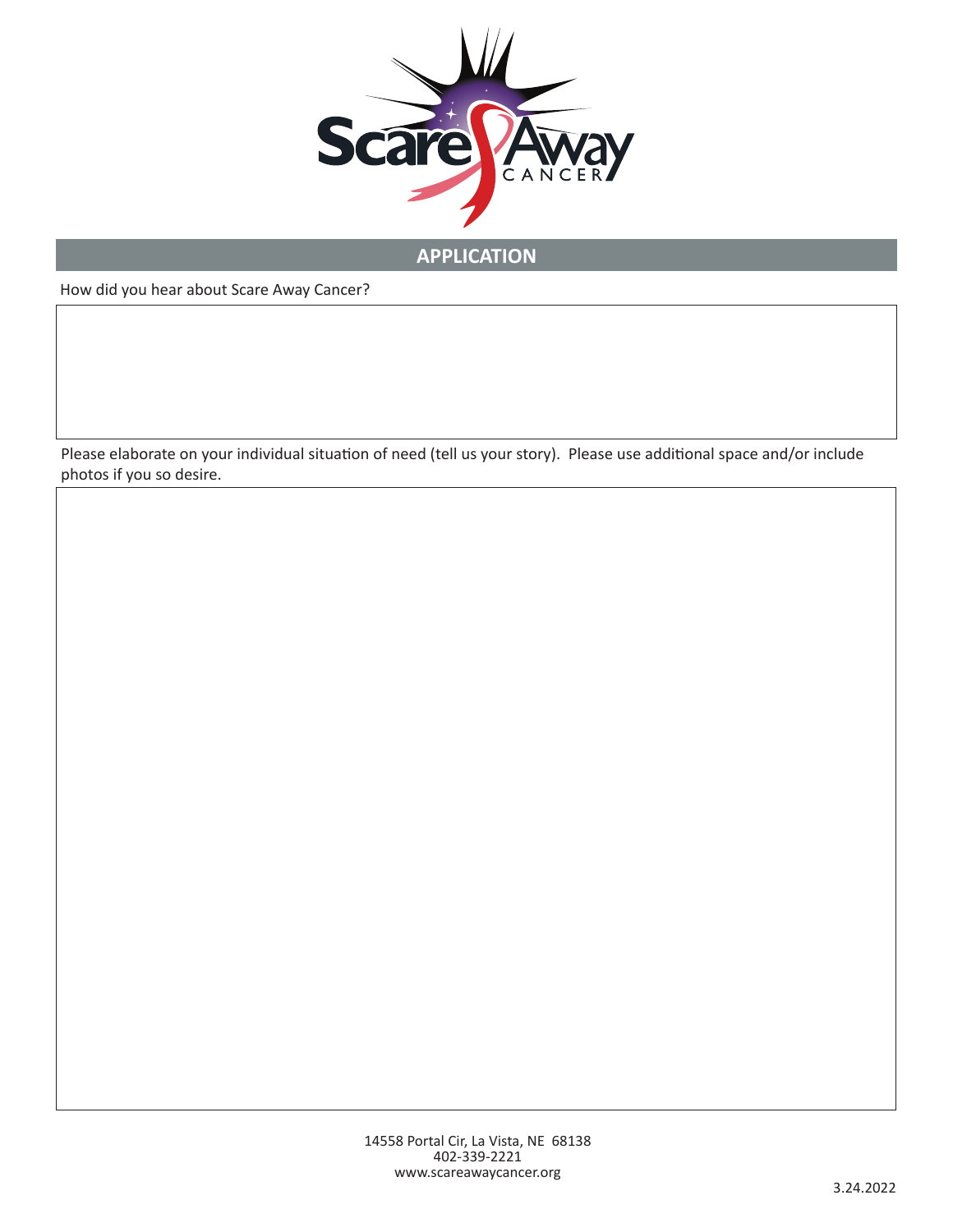## APPLICATION

How did you hear about Scare Away Cancer?

Please elaborate on your individual situation of need (tell us your story). Please use additional space and/or include photos if you so desire.

14558 Portal Cir, La Vista, NE 68138
402-339-2221
www.scareawaycancer.org

3.24.2022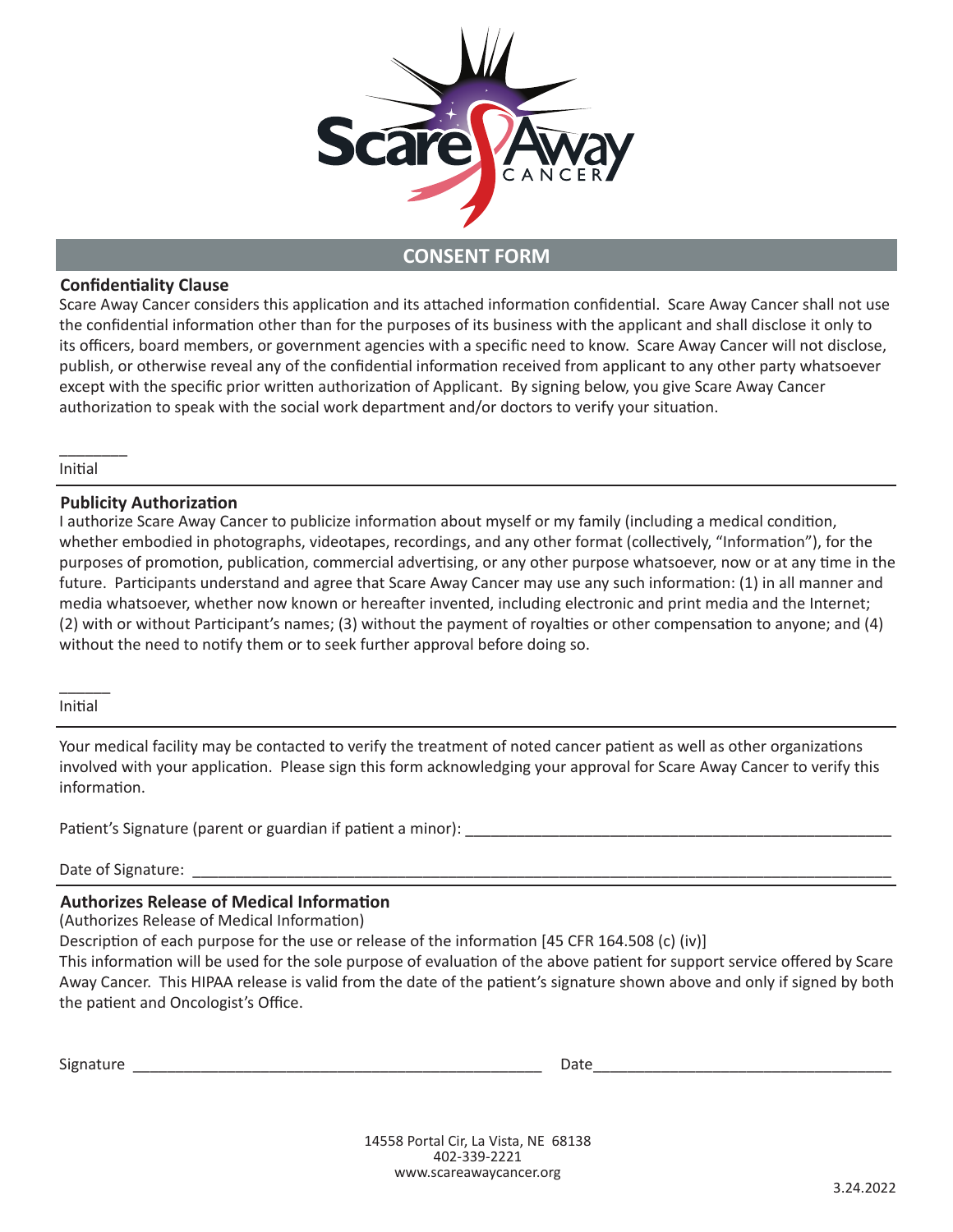# CONSENT FORM

**Confidentiality Clause**

Scare Away Cancer considers this application and its attached information confidential. Scare Away Cancer shall not use the confidential information other than for the purposes of its business with the applicant and shall disclose it only to its officers, board members, or government agencies with a specific need to know. Scare Away Cancer will not disclose, publish, or otherwise reveal any of the confidential information received from applicant to any other party whatsoever except with the specific prior written authorization of Applicant. By signing below, you give Scare Away Cancer authorization to speak with the social work department and/or doctors to verify your situation.

________
Initial

---

**Publicity Authorization**

I authorize Scare Away Cancer to publicize information about myself or my family (including a medical condition, whether embodied in photographs, videotapes, recordings, and any other format (collectively, "Information"), for the purposes of promotion, publication, commercial advertising, or any other purpose whatsoever, now or at any time in the future. Participants understand and agree that Scare Away Cancer may use any such information: (1) in all manner and media whatsoever, whether now known or hereafter invented, including electronic and print media and the Internet; (2) with or without Participant's names; (3) without the payment of royalties or other compensation to anyone; and (4) without the need to notify them or to seek further approval before doing so.

______
Initial

---

Your medical facility may be contacted to verify the treatment of noted cancer patient as well as other organizations involved with your application. Please sign this form acknowledging your approval for Scare Away Cancer to verify this information.

Patient's Signature (parent or guardian if patient a minor): ___________________________________________________

Date of Signature: ___________________________________________________________________________________

---

**Authorizes Release of Medical Information**

(Authorizes Release of Medical Information)

Description of each purpose for the use or release of the information [45 CFR 164.508 (c) (iv)]

This information will be used for the sole purpose of evaluation of the above patient for support service offered by Scare Away Cancer. This HIPAA release is valid from the date of the patient's signature shown above and only if signed by both the patient and Oncologist's Office.

Signature _________________________________________________ Date__________________________________

14558 Portal Cir, La Vista, NE 68138
402-339-2221
www.scareawaycancer.org

3.24.2022